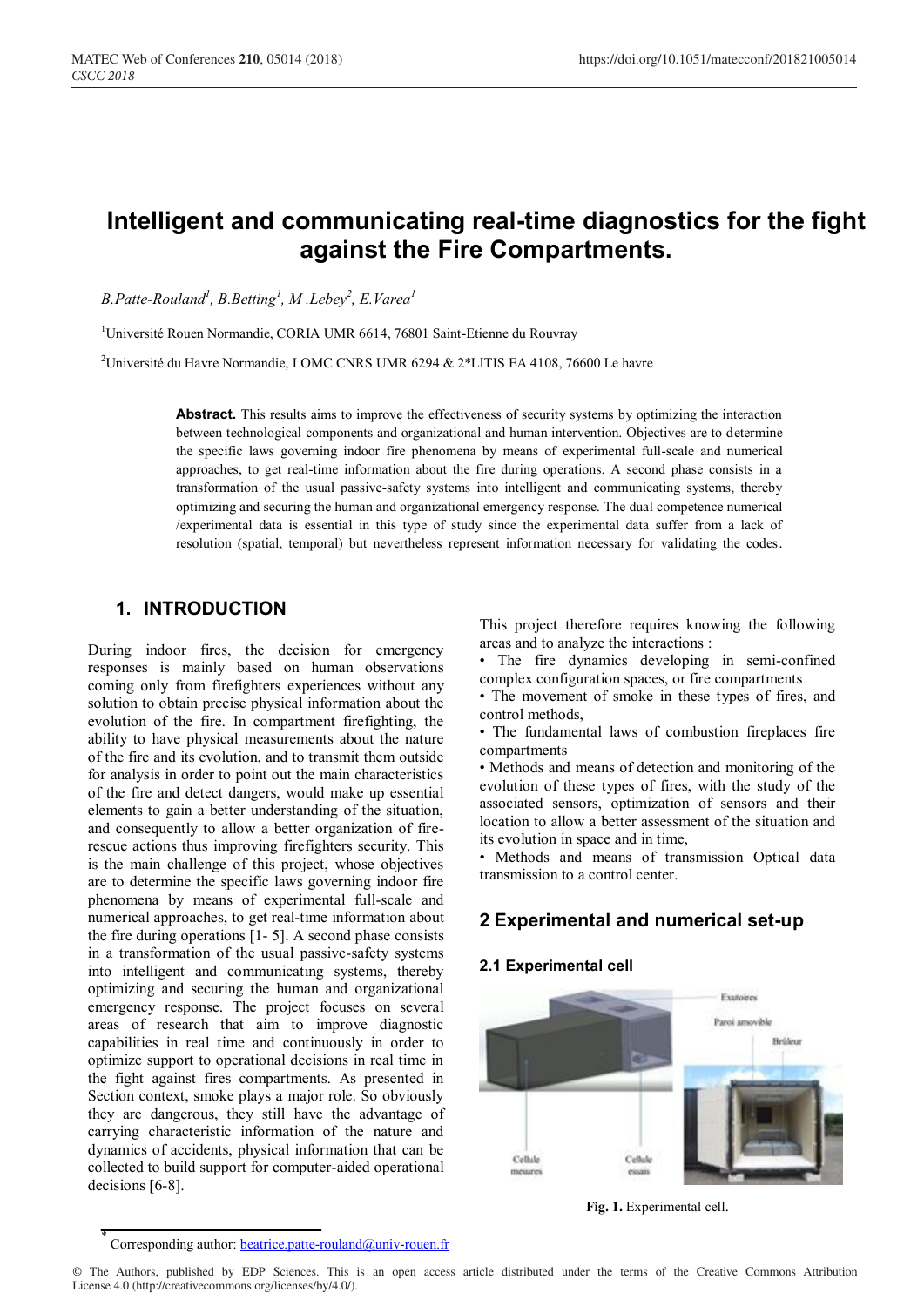# Intelligent and communicating real-time diagnostics for the fight against the Fire Compartments.

*B.Patte-Rouland[1], B.Betting[1], M .Lebey[2], E.Varea[1]*

[1]Université Rouen Normandie, CORIA UMR 6614, 76801 Saint-Etienne du Rouvray

[2]Université du Havre Normandie, LOMC CNRS UMR 6294 & 2*LITIS EA 4108, 76600 Le havre

**Abstract.** This results aims to improve the effectiveness of security systems by optimizing the interaction between technological components and organizational and human intervention. Objectives are to determine the specific laws governing indoor fire phenomena by means of experimental full-scale and numerical approaches, to get real-time information about the fire during operations. A second phase consists in a transformation of the usual passive-safety systems into intelligent and communicating systems, thereby optimizing and securing the human and organizational emergency response. The dual competence numerical /experimental data is essential in this type of study since the experimental data suffer from a lack of resolution (spatial, temporal) but nevertheless represent information necessary for validating the codes.

## 1. INTRODUCTION

During indoor fires, the decision for emergency responses is mainly based on human observations coming only from firefighters experiences without any solution to obtain precise physical information about the evolution of the fire. In compartment firefighting, the ability to have physical measurements about the nature of the fire and its evolution, and to transmit them outside for analysis in order to point out the main characteristics of the fire and detect dangers, would make up essential elements to gain a better understanding of the situation, and consequently to allow a better organization of fire-rescue actions thus improving firefighters security. This is the main challenge of this project, whose objectives are to determine the specific laws governing indoor fire phenomena by means of experimental full-scale and numerical approaches, to get real-time information about the fire during operations [1- 5]. A second phase consists in a transformation of the usual passive-safety systems into intelligent and communicating systems, thereby optimizing and securing the human and organizational emergency response. The project focuses on several areas of research that aim to improve diagnostic capabilities in real time and continuously in order to optimize support to operational decisions in real time in the fight against fires compartments. As presented in Section context, smoke plays a major role. So obviously they are dangerous, they still have the advantage of carrying characteristic information of the nature and dynamics of accidents, physical information that can be collected to build support for computer-aided operational decisions [6-8].

This project therefore requires knowing the following areas and to analyze the interactions :

- The fire dynamics developing in semi-confined complex configuration spaces, or fire compartments
- The movement of smoke in these types of fires, and control methods,
- The fundamental laws of combustion fireplaces fire compartments
- Methods and means of detection and monitoring of the evolution of these types of fires, with the study of the associated sensors, optimization of sensors and their location to allow a better assessment of the situation and its evolution in space and in time,
- Methods and means of transmission Optical data transmission to a control center.

## 2 Experimental and numerical set-up

### 2.1 Experimental cell

Exutoires

Paroi amovible

Brûleur

Cellule mesures

Cellule essais

**Fig. 1.** Experimental cell.

* Corresponding author: beatrice.patte-rouland@univ-rouen.fr

© The Authors, published by EDP Sciences. This is an open access article distributed under the terms of the Creative Commons Attribution License 4.0 (http://creativecommons.org/licenses/by/4.0/).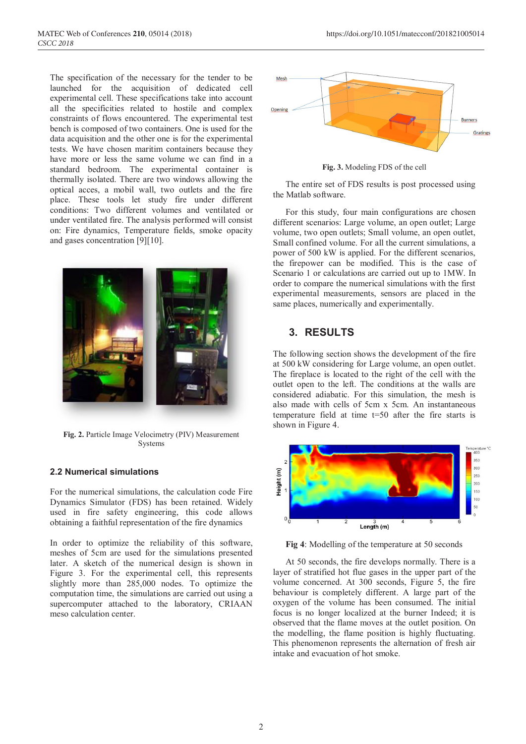The specification of the necessary for the tender to be launched for the acquisition of dedicated cell experimental cell. These specifications take into account all the specificities related to hostile and complex constraints of flows encountered. The experimental test bench is composed of two containers. One is used for the data acquisition and the other one is for the experimental tests. We have chosen maritim containers because they have more or less the same volume we can find in a standard bedroom. The experimental container is thermally isolated. There are two windows allowing the optical acces, a mobil wall, two outlets and the fire place. These tools let study fire under different conditions: Two different volumes and ventilated or under ventilated fire. The analysis performed will consist on: Fire dynamics, Temperature fields, smoke opacity and gases concentration [9][10].

**Fig. 2.** Particle Image Velocimetry (PIV) Measurement Systems

### 2.2 Numerical simulations

For the numerical simulations, the calculation code Fire Dynamics Simulator (FDS) has been retained. Widely used in fire safety engineering, this code allows obtaining a faithful representation of the fire dynamics

In order to optimize the reliability of this software, meshes of 5cm are used for the simulations presented later. A sketch of the numerical design is shown in Figure 3. For the experimental cell, this represents slightly more than 285,000 nodes. To optimize the computation time, the simulations are carried out using a supercomputer attached to the laboratory, CRIAAN meso calculation center.

**Fig. 3.** Modeling FDS of the cell

The entire set of FDS results is post processed using the Matlab software.

For this study, four main configurations are chosen different scenarios: Large volume, an open outlet; Large volume, two open outlets; Small volume, an open outlet, Small confined volume. For all the current simulations, a power of 500 kW is applied. For the different scenarios, the firepower can be modified. This is the case of Scenario 1 or calculations are carried out up to 1MW. In order to compare the numerical simulations with the first experimental measurements, sensors are placed in the same places, numerically and experimentally.

## 3. RESULTS

The following section shows the development of the fire at 500 kW considering for Large volume, an open outlet. The fireplace is located to the right of the cell with the outlet open to the left. The conditions at the walls are considered adiabatic. For this simulation, the mesh is also made with cells of 5cm x 5cm. An instantaneous temperature field at time t=50 after the fire starts is shown in Figure 4.

**Fig 4**: Modelling of the temperature at 50 seconds

At 50 seconds, the fire develops normally. There is a layer of stratified hot flue gases in the upper part of the volume concerned. At 300 seconds, Figure 5, the fire behaviour is completely different. A large part of the oxygen of the volume has been consumed. The initial focus is no longer localized at the burner Indeed; it is observed that the flame moves at the outlet position. On the modelling, the flame position is highly fluctuating. This phenomenon represents the alternation of fresh air intake and evacuation of hot smoke.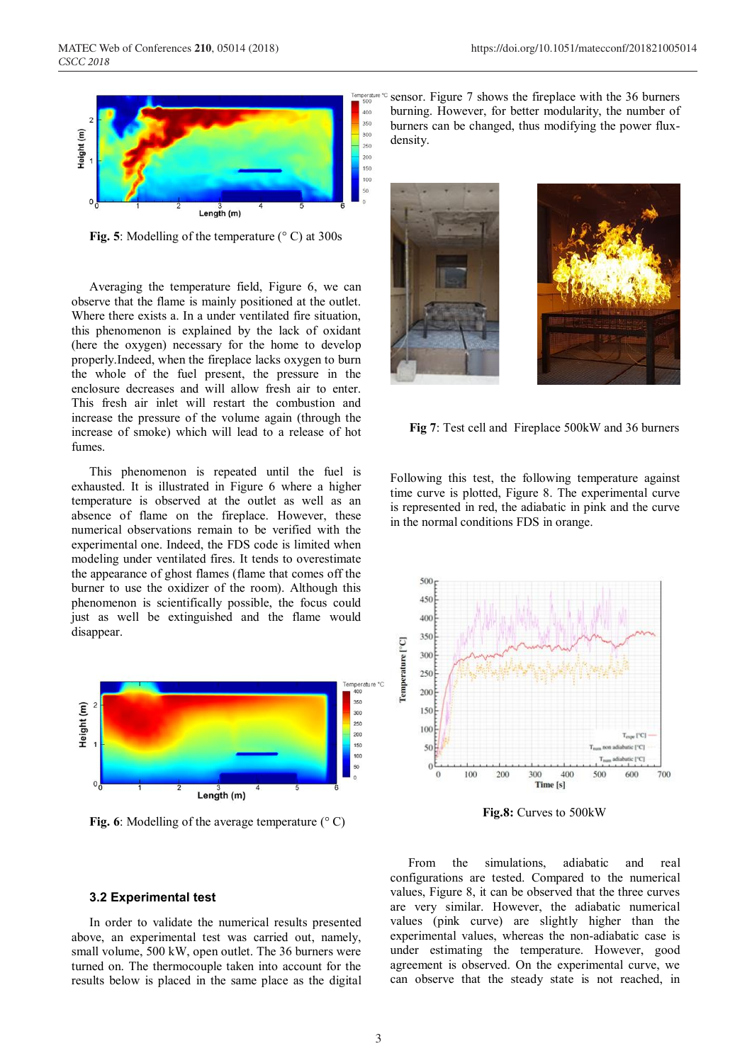Fig. 5: Modelling of the temperature (° C) at 300s

Averaging the temperature field, Figure 6, we can observe that the flame is mainly positioned at the outlet. Where there exists a. In a under ventilated fire situation, this phenomenon is explained by the lack of oxidant (here the oxygen) necessary for the home to develop properly.Indeed, when the fireplace lacks oxygen to burn the whole of the fuel present, the pressure in the enclosure decreases and will allow fresh air to enter. This fresh air inlet will restart the combustion and increase the pressure of the volume again (through the increase of smoke) which will lead to a release of hot fumes.

This phenomenon is repeated until the fuel is exhausted. It is illustrated in Figure 6 where a higher temperature is observed at the outlet as well as an absence of flame on the fireplace. However, these numerical observations remain to be verified with the experimental one. Indeed, the FDS code is limited when modeling under ventilated fires. It tends to overestimate the appearance of ghost flames (flame that comes off the burner to use the oxidizer of the room). Although this phenomenon is scientifically possible, the focus could just as well be extinguished and the flame would disappear.

Fig. 6: Modelling of the average temperature (° C)

### 3.2 Experimental test

In order to validate the numerical results presented above, an experimental test was carried out, namely, small volume, 500 kW, open outlet. The 36 burners were turned on. The thermocouple taken into account for the results below is placed in the same place as the digital sensor. Figure 7 shows the fireplace with the 36 burners burning. However, for better modularity, the number of burners can be changed, thus modifying the power flux-density.

Fig 7: Test cell and Fireplace 500kW and 36 burners

Following this test, the following temperature against time curve is plotted, Figure 8. The experimental curve is represented in red, the adiabatic in pink and the curve in the normal conditions FDS in orange.

Fig.8: Curves to 500kW

From the simulations, adiabatic and real configurations are tested. Compared to the numerical values, Figure 8, it can be observed that the three curves are very similar. However, the adiabatic numerical values (pink curve) are slightly higher than the experimental values, whereas the non-adiabatic case is under estimating the temperature. However, good agreement is observed. On the experimental curve, we can observe that the steady state is not reached, in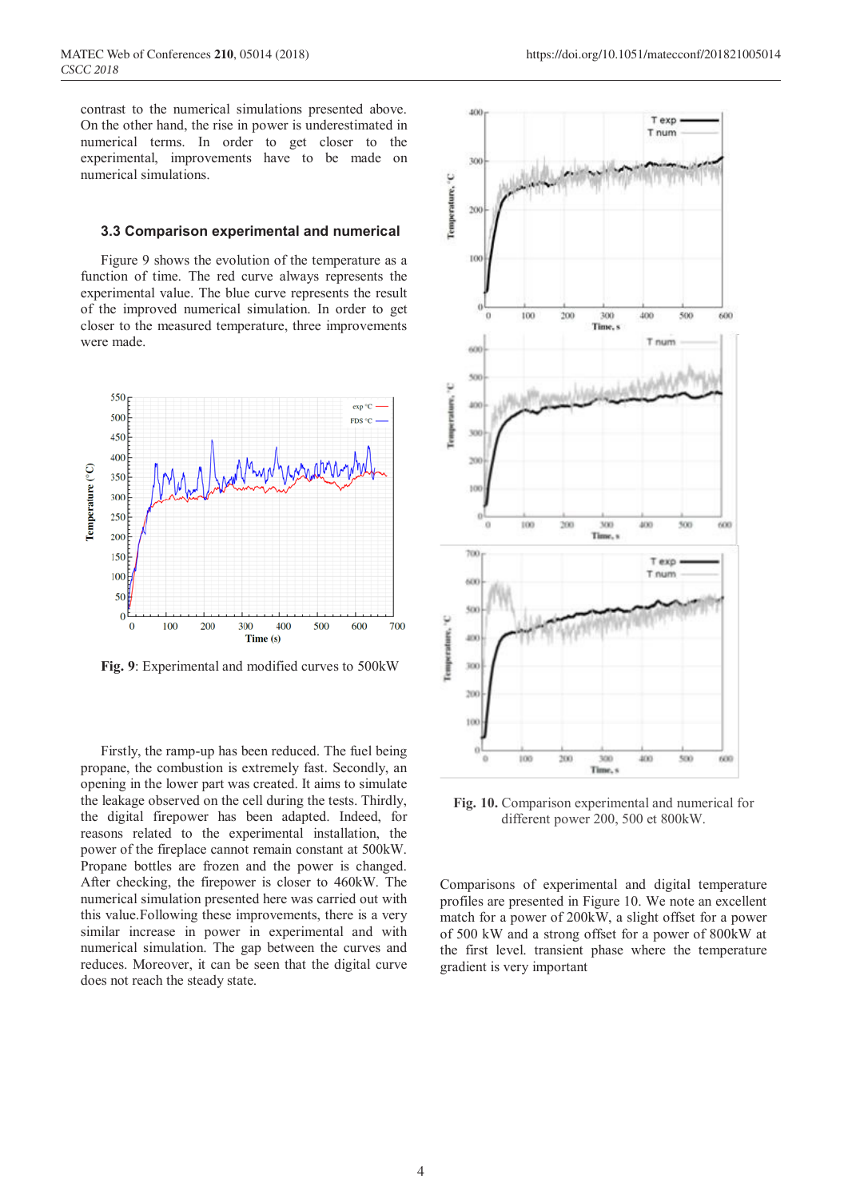contrast to the numerical simulations presented above. On the other hand, the rise in power is underestimated in numerical terms. In order to get closer to the experimental, improvements have to be made on numerical simulations.

### 3.3 Comparison experimental and numerical

Figure 9 shows the evolution of the temperature as a function of time. The red curve always represents the experimental value. The blue curve represents the result of the improved numerical simulation. In order to get closer to the measured temperature, three improvements were made.

**Fig. 9**: Experimental and modified curves to 500kW

Firstly, the ramp-up has been reduced. The fuel being propane, the combustion is extremely fast. Secondly, an opening in the lower part was created. It aims to simulate the leakage observed on the cell during the tests. Thirdly, the digital firepower has been adapted. Indeed, for reasons related to the experimental installation, the power of the fireplace cannot remain constant at 500kW. Propane bottles are frozen and the power is changed. After checking, the firepower is closer to 460kW. The numerical simulation presented here was carried out with this value.Following these improvements, there is a very similar increase in power in experimental and with numerical simulation. The gap between the curves and reduces. Moreover, it can be seen that the digital curve does not reach the steady state.

**Fig. 10.** Comparison experimental and numerical for different power 200, 500 et 800kW.

Comparisons of experimental and digital temperature profiles are presented in Figure 10. We note an excellent match for a power of 200kW, a slight offset for a power of 500 kW and a strong offset for a power of 800kW at the first level. transient phase where the temperature gradient is very important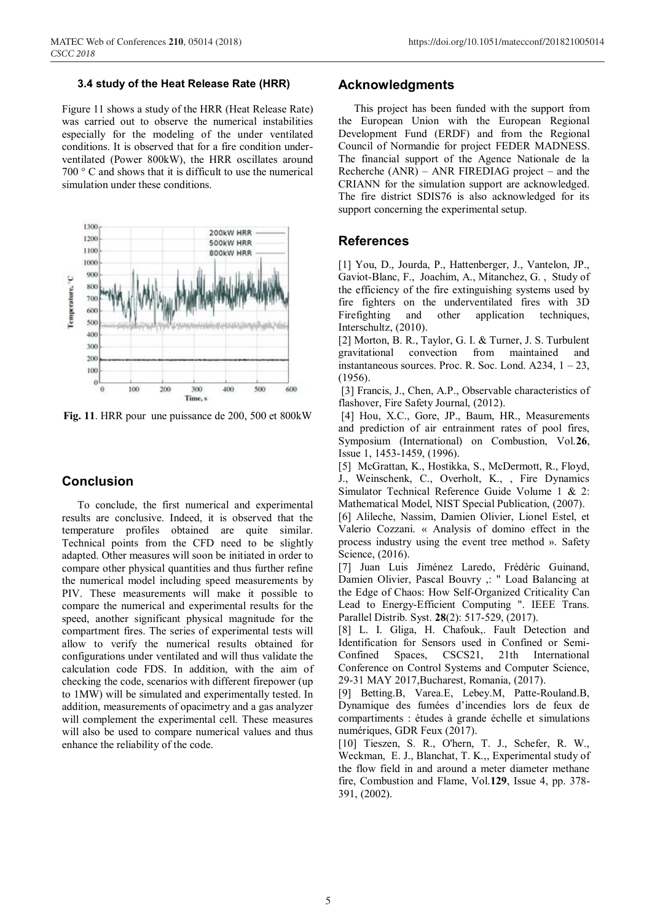### 3.4 study of the Heat Release Rate (HRR)

Figure 11 shows a study of the HRR (Heat Release Rate) was carried out to observe the numerical instabilities especially for the modeling of the under ventilated conditions. It is observed that for a fire condition under-ventilated (Power 800kW), the HRR oscillates around 700 ° C and shows that it is difficult to use the numerical simulation under these conditions.

1300
1200
1100
1000
900
800
700
600
500
400
300
200
100
0
Temperature, °C
0 100 200 300 400 500 600
Time, s
200kW HRR
500kW HRR
800kW HRR

**Fig. 11**. HRR pour une puissance de 200, 500 et 800kW

## Conclusion

To conclude, the first numerical and experimental results are conclusive. Indeed, it is observed that the temperature profiles obtained are quite similar. Technical points from the CFD need to be slightly adapted. Other measures will soon be initiated in order to compare other physical quantities and thus further refine the numerical model including speed measurements by PIV. These measurements will make it possible to compare the numerical and experimental results for the speed, another significant physical magnitude for the compartment fires. The series of experimental tests will allow to verify the numerical results obtained for configurations under ventilated and will thus validate the calculation code FDS. In addition, with the aim of checking the code, scenarios with different firepower (up to 1MW) will be simulated and experimentally tested. In addition, measurements of opacimetry and a gas analyzer will complement the experimental cell. These measures will also be used to compare numerical values and thus enhance the reliability of the code.

## Acknowledgments

This project has been funded with the support from the European Union with the European Regional Development Fund (ERDF) and from the Regional Council of Normandie for project FEDER MADNESS. The financial support of the Agence Nationale de la Recherche (ANR) – ANR FIREDIAG project – and the CRIANN for the simulation support are acknowledged. The fire district SDIS76 is also acknowledged for its support concerning the experimental setup.

## References

[1] You, D., Jourda, P., Hattenberger, J., Vantelon, JP., Gaviot-Blanc, F., Joachim, A., Mitanchez, G. , Study of the efficiency of the fire extinguishing systems used by fire fighters on the underventilated fires with 3D Firefighting and other application techniques, Interschultz, (2010).

[2] Morton, B. R., Taylor, G. I. & Turner, J. S. Turbulent gravitational convection from maintained and instantaneous sources. Proc. R. Soc. Lond. A234, 1 – 23, (1956).

[3] Francis, J., Chen, A.P., Observable characteristics of flashover, Fire Safety Journal, (2012).

[4] Hou, X.C., Gore, JP., Baum, HR., Measurements and prediction of air entrainment rates of pool fires, Symposium (International) on Combustion, Vol.**26**, Issue 1, 1453-1459, (1996).

[5] McGrattan, K., Hostikka, S., McDermott, R., Floyd, J., Weinschenk, C., Overholt, K., , Fire Dynamics Simulator Technical Reference Guide Volume 1 & 2: Mathematical Model, NIST Special Publication, (2007).

[6] Alileche, Nassim, Damien Olivier, Lionel Estel, et Valerio Cozzani. « Analysis of domino effect in the process industry using the event tree method ». Safety Science, (2016).

[7] Juan Luis Jiménez Laredo, Frédéric Guinand, Damien Olivier, Pascal Bouvry ,: " Load Balancing at the Edge of Chaos: How Self-Organized Criticality Can Lead to Energy-Efficient Computing ". IEEE Trans. Parallel Distrib. Syst. **28**(2): 517-529, (2017).

[8] L. I. Gliga, H. Chafouk,. Fault Detection and Identification for Sensors used in Confined or Semi-Confined Spaces, CSCS21, 21th International Conference on Control Systems and Computer Science, 29-31 MAY 2017,Bucharest, Romania, (2017).

[9] Betting.B, Varea.E, Lebey.M, Patte-Rouland.B, Dynamique des fumées d'incendies lors de feux de compartiments : études à grande échelle et simulations numériques, GDR Feux (2017).

[10] Tieszen, S. R., O'hern, T. J., Schefer, R. W., Weckman, E. J., Blanchat, T. K.,, Experimental study of the flow field in and around a meter diameter methane fire, Combustion and Flame, Vol.**129**, Issue 4, pp. 378-391, (2002).